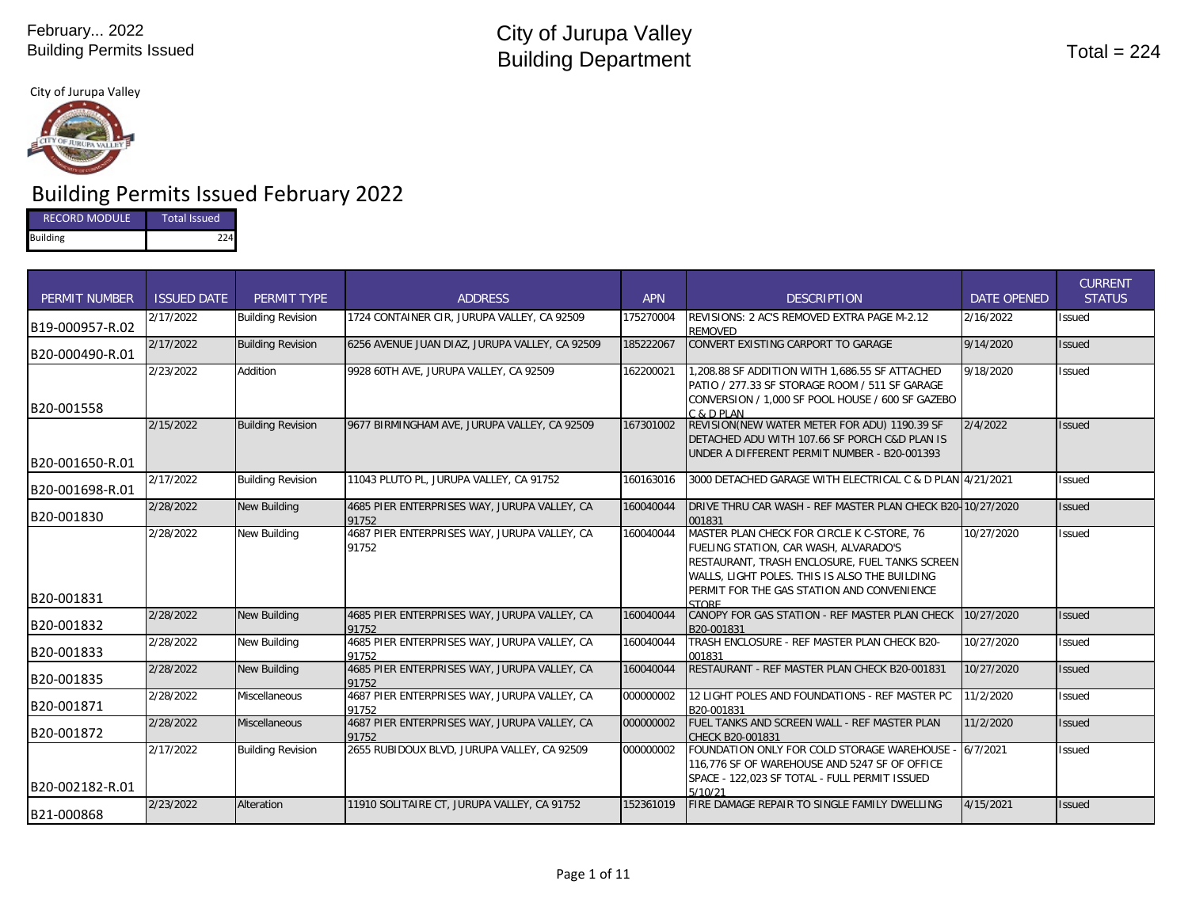February... 2022
Building Permits Issued

# City of Jurupa Valley
# Building Department

Total = 224

City of Jurupa Valley

## Building Permits Issued February 2022

| RECORD MODULE | Total Issued |
|---|---|
| Building | 224 |

| PERMIT NUMBER | ISSUED DATE | PERMIT TYPE | ADDRESS | APN | DESCRIPTION | DATE OPENED | CURRENT STATUS |
|---|---|---|---|---|---|---|---|
| B19-000957-R.02 | 2/17/2022 | Building Revision | 1724 CONTAINER CIR, JURUPA VALLEY, CA 92509 | 175270004 | REVISIONS: 2 AC'S REMOVED EXTRA PAGE M-2.12 REMOVED | 2/16/2022 | Issued |
| B20-000490-R.01 | 2/17/2022 | Building Revision | 6256 AVENUE JUAN DIAZ, JURUPA VALLEY, CA 92509 | 185222067 | CONVERT EXISTING CARPORT TO GARAGE | 9/14/2020 | Issued |
| B20-001558 | 2/23/2022 | Addition | 9928 60TH AVE, JURUPA VALLEY, CA 92509 | 162200021 | 1,208.88 SF ADDITION WITH 1,686.55 SF ATTACHED PATIO / 277.33 SF STORAGE ROOM / 511 SF GARAGE CONVERSION / 1,000 SF POOL HOUSE / 600 SF GAZEBO C & D PLAN | 9/18/2020 | Issued |
| B20-001650-R.01 | 2/15/2022 | Building Revision | 9677 BIRMINGHAM AVE, JURUPA VALLEY, CA 92509 | 167301002 | REVISION(NEW WATER METER FOR ADU) 1190.39 SF DETACHED ADU WITH 107.66 SF PORCH C&D PLAN IS UNDER A DIFFERENT PERMIT NUMBER - B20-001393 | 2/4/2022 | Issued |
| B20-001698-R.01 | 2/17/2022 | Building Revision | 11043 PLUTO PL, JURUPA VALLEY, CA 91752 | 160163016 | 3000 DETACHED GARAGE WITH ELECTRICAL C & D PLAN | 4/21/2021 | Issued |
| B20-001830 | 2/28/2022 | New Building | 4685 PIER ENTERPRISES WAY, JURUPA VALLEY, CA 91752 | 160040044 | DRIVE THRU CAR WASH - REF MASTER PLAN CHECK B20-001831 | 10/27/2020 | Issued |
| B20-001831 | 2/28/2022 | New Building | 4687 PIER ENTERPRISES WAY, JURUPA VALLEY, CA 91752 | 160040044 | MASTER PLAN CHECK FOR CIRCLE K C-STORE, 76 FUELING STATION, CAR WASH, ALVARADO'S RESTAURANT, TRASH ENCLOSURE, FUEL TANKS SCREEN WALLS, LIGHT POLES. THIS IS ALSO THE BUILDING PERMIT FOR THE GAS STATION AND CONVENIENCE STORE | 10/27/2020 | Issued |
| B20-001832 | 2/28/2022 | New Building | 4685 PIER ENTERPRISES WAY, JURUPA VALLEY, CA 91752 | 160040044 | CANOPY FOR GAS STATION - REF MASTER PLAN CHECK B20-001831 | 10/27/2020 | Issued |
| B20-001833 | 2/28/2022 | New Building | 4685 PIER ENTERPRISES WAY, JURUPA VALLEY, CA 91752 | 160040044 | TRASH ENCLOSURE - REF MASTER PLAN CHECK B20-001831 | 10/27/2020 | Issued |
| B20-001835 | 2/28/2022 | New Building | 4685 PIER ENTERPRISES WAY, JURUPA VALLEY, CA 91752 | 160040044 | RESTAURANT - REF MASTER PLAN CHECK B20-001831 | 10/27/2020 | Issued |
| B20-001871 | 2/28/2022 | Miscellaneous | 4687 PIER ENTERPRISES WAY, JURUPA VALLEY, CA 91752 | 000000002 | 12 LIGHT POLES AND FOUNDATIONS - REF MASTER PC B20-001831 | 11/2/2020 | Issued |
| B20-001872 | 2/28/2022 | Miscellaneous | 4687 PIER ENTERPRISES WAY, JURUPA VALLEY, CA 91752 | 000000002 | FUEL TANKS AND SCREEN WALL - REF MASTER PLAN CHECK B20-001831 | 11/2/2020 | Issued |
| B20-002182-R.01 | 2/17/2022 | Building Revision | 2655 RUBIDOUX BLVD, JURUPA VALLEY, CA 92509 | 000000002 | FOUNDATION ONLY FOR COLD STORAGE WAREHOUSE - 116,776 SF OF WAREHOUSE AND 5247 SF OF OFFICE SPACE - 122,023 SF TOTAL - FULL PERMIT ISSUED 5/10/21 | 6/7/2021 | Issued |
| B21-000868 | 2/23/2022 | Alteration | 11910 SOLITAIRE CT, JURUPA VALLEY, CA 91752 | 152361019 | FIRE DAMAGE REPAIR TO SINGLE FAMILY DWELLING | 4/15/2021 | Issued |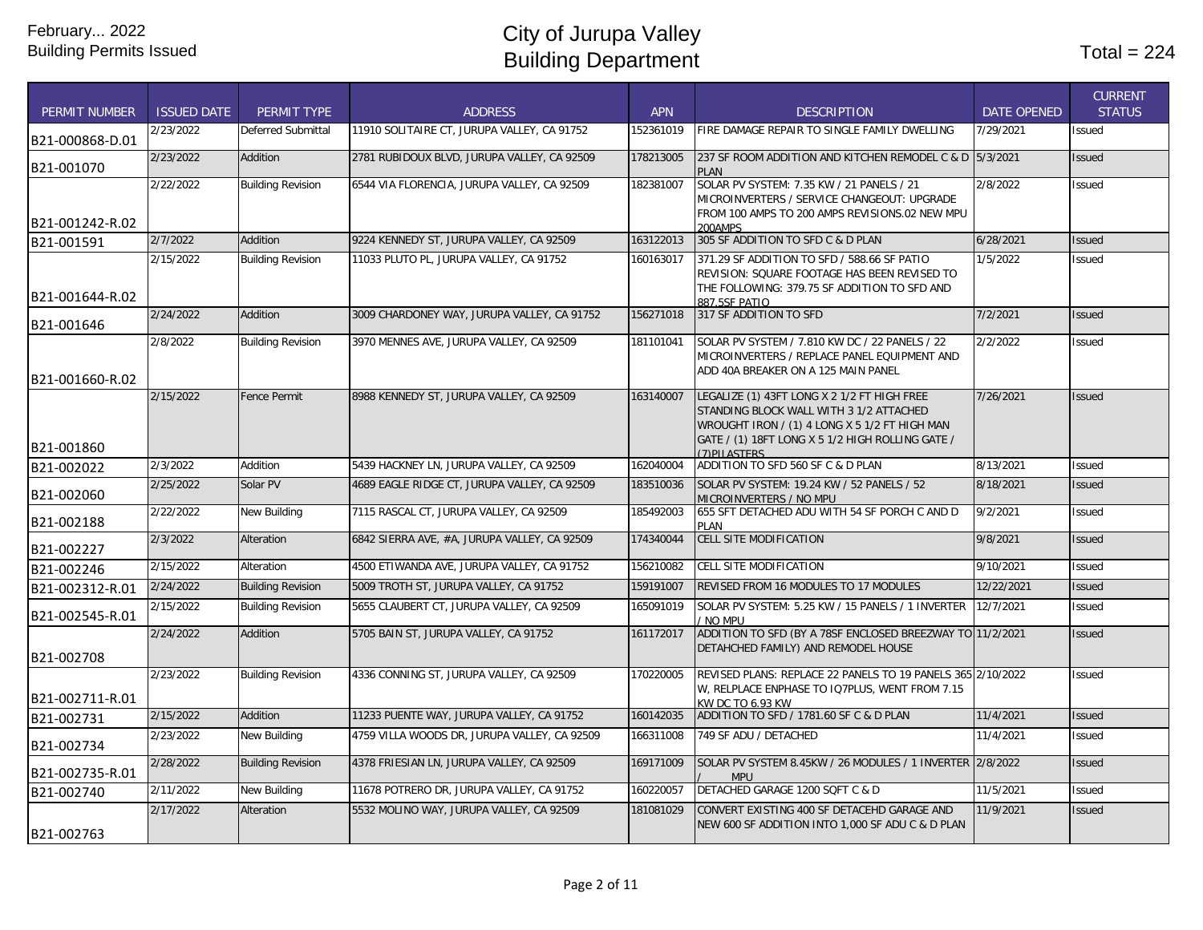February... 2022
Building Permits Issued

# City of Jurupa Valley
# Building Department

Total = 224

| PERMIT NUMBER | ISSUED DATE | PERMIT TYPE | ADDRESS | APN | DESCRIPTION | DATE OPENED | CURRENT STATUS |
|---|---|---|---|---|---|---|---|
| B21-000868-D.01 | 2/23/2022 | Deferred Submittal | 11910 SOLITAIRE CT, JURUPA VALLEY, CA 91752 | 152361019 | FIRE DAMAGE REPAIR TO SINGLE FAMILY DWELLING | 7/29/2021 | Issued |
| B21-001070 | 2/23/2022 | Addition | 2781 RUBIDOUX BLVD, JURUPA VALLEY, CA 92509 | 178213005 | 237 SF ROOM ADDITION AND KITCHEN REMODEL C & D PLAN | 5/3/2021 | Issued |
| B21-001242-R.02 | 2/22/2022 | Building Revision | 6544 VIA FLORENCIA, JURUPA VALLEY, CA 92509 | 182381007 | SOLAR PV SYSTEM: 7.35 KW / 21 PANELS / 21 MICROINVERTERS / SERVICE CHANGEOUT: UPGRADE FROM 100 AMPS TO 200 AMPS REVISIONS.02 NEW MPU 200AMPS | 2/8/2022 | Issued |
| B21-001591 | 2/7/2022 | Addition | 9224 KENNEDY ST, JURUPA VALLEY, CA 92509 | 163122013 | 305 SF ADDITION TO SFD C & D PLAN | 6/28/2021 | Issued |
| B21-001644-R.02 | 2/15/2022 | Building Revision | 11033 PLUTO PL, JURUPA VALLEY, CA 91752 | 160163017 | 371.29 SF ADDITION TO SFD / 588.66 SF PATIO REVISION: SQUARE FOOTAGE HAS BEEN REVISED TO THE FOLLOWING: 379.75 SF ADDITION TO SFD AND 887.5SF PATIO | 1/5/2022 | Issued |
| B21-001646 | 2/24/2022 | Addition | 3009 CHARDONEY WAY, JURUPA VALLEY, CA 91752 | 156271018 | 317 SF ADDITION TO SFD | 7/2/2021 | Issued |
| B21-001660-R.02 | 2/8/2022 | Building Revision | 3970 MENNES AVE, JURUPA VALLEY, CA 92509 | 181101041 | SOLAR PV SYSTEM / 7.810 KW DC / 22 PANELS / 22 MICROINVERTERS / REPLACE PANEL EQUIPMENT AND ADD 40A BREAKER ON A 125 MAIN PANEL | 2/2/2022 | Issued |
| B21-001860 | 2/15/2022 | Fence Permit | 8988 KENNEDY ST, JURUPA VALLEY, CA 92509 | 163140007 | LEGALIZE (1) 43FT LONG X 2 1/2 FT HIGH FREE STANDING BLOCK WALL WITH 3 1/2 ATTACHED WROUGHT IRON / (1) 4 LONG X 5 1/2 FT HIGH MAN GATE / (1) 18FT LONG X 5 1/2 HIGH ROLLING GATE / (7)PILASTERS | 7/26/2021 | Issued |
| B21-002022 | 2/3/2022 | Addition | 5439 HACKNEY LN, JURUPA VALLEY, CA 92509 | 162040004 | ADDITION TO SFD 560 SF C & D PLAN | 8/13/2021 | Issued |
| B21-002060 | 2/25/2022 | Solar PV | 4689 EAGLE RIDGE CT, JURUPA VALLEY, CA 92509 | 183510036 | SOLAR PV SYSTEM: 19.24 KW / 52 PANELS / 52 MICROINVERTERS / NO MPU | 8/18/2021 | Issued |
| B21-002188 | 2/22/2022 | New Building | 7115 RASCAL CT, JURUPA VALLEY, CA 92509 | 185492003 | 655 SFT DETACHED ADU WITH 54 SF PORCH C AND D PLAN | 9/2/2021 | Issued |
| B21-002227 | 2/3/2022 | Alteration | 6842 SIERRA AVE, #A, JURUPA VALLEY, CA 92509 | 174340044 | CELL SITE MODIFICATION | 9/8/2021 | Issued |
| B21-002246 | 2/15/2022 | Alteration | 4500 ETIWANDA AVE, JURUPA VALLEY, CA 91752 | 156210082 | CELL SITE MODIFICATION | 9/10/2021 | Issued |
| B21-002312-R.01 | 2/24/2022 | Building Revision | 5009 TROTH ST, JURUPA VALLEY, CA 91752 | 159191007 | REVISED FROM 16 MODULES TO 17 MODULES | 12/22/2021 | Issued |
| B21-002545-R.01 | 2/15/2022 | Building Revision | 5655 CLAUBERT CT, JURUPA VALLEY, CA 92509 | 165091019 | SOLAR PV SYSTEM: 5.25 KW / 15 PANELS / 1 INVERTER / NO MPU | 12/7/2021 | Issued |
| B21-002708 | 2/24/2022 | Addition | 5705 BAIN ST, JURUPA VALLEY, CA 91752 | 161172017 | ADDITION TO SFD (BY A 78SF ENCLOSED BREEZWAY TO DETAHCHED FAMILY) AND REMODEL HOUSE | 11/2/2021 | Issued |
| B21-002711-R.01 | 2/23/2022 | Building Revision | 4336 CONNING ST, JURUPA VALLEY, CA 92509 | 170220005 | REVISED PLANS: REPLACE 22 PANELS TO 19 PANELS 365 W, RELPLACE ENPHASE TO IQ7PLUS, WENT FROM 7.15 KW DC TO 6.93 KW | 2/10/2022 | Issued |
| B21-002731 | 2/15/2022 | Addition | 11233 PUENTE WAY, JURUPA VALLEY, CA 91752 | 160142035 | ADDITION TO SFD / 1781.60 SF C & D PLAN | 11/4/2021 | Issued |
| B21-002734 | 2/23/2022 | New Building | 4759 VILLA WOODS DR, JURUPA VALLEY, CA 92509 | 166311008 | 749 SF ADU / DETACHED | 11/4/2021 | Issued |
| B21-002735-R.01 | 2/28/2022 | Building Revision | 4378 FRIESIAN LN, JURUPA VALLEY, CA 92509 | 169171009 | SOLAR PV SYSTEM 8.45KW / 26 MODULES / 1 INVERTER / MPU | 2/8/2022 | Issued |
| B21-002740 | 2/11/2022 | New Building | 11678 POTRERO DR, JURUPA VALLEY, CA 91752 | 160220057 | DETACHED GARAGE 1200 SQFT C & D | 11/5/2021 | Issued |
| B21-002763 | 2/17/2022 | Alteration | 5532 MOLINO WAY, JURUPA VALLEY, CA 92509 | 181081029 | CONVERT EXISTING 400 SF DETACEHD GARAGE AND NEW 600 SF ADDITION INTO 1,000 SF ADU C & D PLAN | 11/9/2021 | Issued |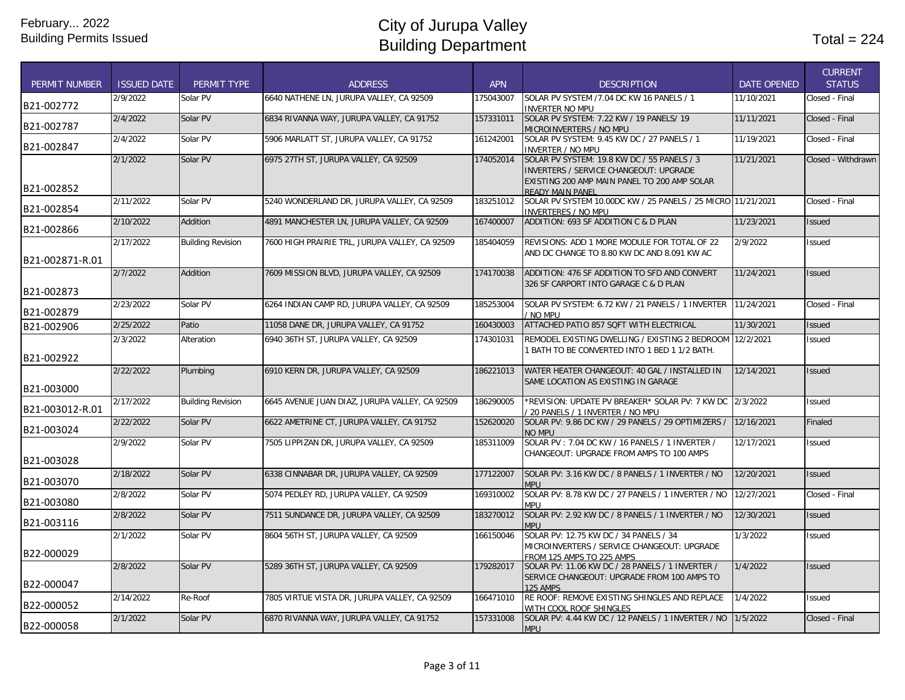February... 2022
Building Permits Issued

# City of Jurupa Valley
# Building Department

Total = 224

| PERMIT NUMBER | ISSUED DATE | PERMIT TYPE | ADDRESS | APN | DESCRIPTION | DATE OPENED | CURRENT STATUS |
|---|---|---|---|---|---|---|---|
| B21-002772 | 2/9/2022 | Solar PV | 6640 NATHENE LN, JURUPA VALLEY, CA 92509 | 175043007 | SOLAR PV SYSTEM /7.04 DC KW 16 PANELS / 1 INVERTER NO MPU | 11/10/2021 | Closed - Final |
| B21-002787 | 2/4/2022 | Solar PV | 6834 RIVANNA WAY, JURUPA VALLEY, CA 91752 | 157331011 | SOLAR PV SYSTEM: 7.22 KW / 19 PANELS/ 19 MICROINVERTERS / NO MPU | 11/11/2021 | Closed - Final |
| B21-002847 | 2/4/2022 | Solar PV | 5906 MARLATT ST, JURUPA VALLEY, CA 91752 | 161242001 | SOLAR PV SYSTEM: 9.45 KW DC / 27 PANELS / 1 INVERTER / NO MPU | 11/19/2021 | Closed - Final |
| B21-002852 | 2/1/2022 | Solar PV | 6975 27TH ST, JURUPA VALLEY, CA 92509 | 174052014 | SOLAR PV SYSTEM: 19.8 KW DC / 55 PANELS / 3 INVERTERS / SERVICE CHANGEOUT: UPGRADE EXISTING 200 AMP MAIN PANEL TO 200 AMP SOLAR READY MAIN PANEL | 11/21/2021 | Closed - Withdrawn |
| B21-002854 | 2/11/2022 | Solar PV | 5240 WONDERLAND DR, JURUPA VALLEY, CA 92509 | 183251012 | SOLAR PV SYSTEM 10.00DC KW / 25 PANELS / 25 MICRO INVERTERES / NO MPU | 11/21/2021 | Closed - Final |
| B21-002866 | 2/10/2022 | Addition | 4891 MANCHESTER LN, JURUPA VALLEY, CA 92509 | 167400007 | ADDITION: 693 SF ADDITION C & D PLAN | 11/23/2021 | Issued |
| B21-002871-R.01 | 2/17/2022 | Building Revision | 7600 HIGH PRAIRIE TRL, JURUPA VALLEY, CA 92509 | 185404059 | REVISIONS: ADD 1 MORE MODULE FOR TOTAL OF 22 AND DC CHANGE TO 8.80 KW DC AND 8.091 KW AC | 2/9/2022 | Issued |
| B21-002873 | 2/7/2022 | Addition | 7609 MISSION BLVD, JURUPA VALLEY, CA 92509 | 174170038 | ADDITION: 476 SF ADDITION TO SFD AND CONVERT 326 SF CARPORT INTO GARAGE C & D PLAN | 11/24/2021 | Issued |
| B21-002879 | 2/23/2022 | Solar PV | 6264 INDIAN CAMP RD, JURUPA VALLEY, CA 92509 | 185253004 | SOLAR PV SYSTEM: 6.72 KW / 21 PANELS / 1 INVERTER / NO MPU | 11/24/2021 | Closed - Final |
| B21-002906 | 2/25/2022 | Patio | 11058 DANE DR, JURUPA VALLEY, CA 91752 | 160430003 | ATTACHED PATIO 857 SQFT WITH ELECTRICAL | 11/30/2021 | Issued |
| B21-002922 | 2/3/2022 | Alteration | 6940 36TH ST, JURUPA VALLEY, CA 92509 | 174301031 | REMODEL EXISTING DWELLING / EXISTING 2 BEDROOM 1 BATH TO BE CONVERTED INTO 1 BED 1 1/2 BATH. | 12/2/2021 | Issued |
| B21-003000 | 2/22/2022 | Plumbing | 6910 KERN DR, JURUPA VALLEY, CA 92509 | 186221013 | WATER HEATER CHANGEOUT: 40 GAL / INSTALLED IN SAME LOCATION AS EXISTING IN GARAGE | 12/14/2021 | Issued |
| B21-003012-R.01 | 2/17/2022 | Building Revision | 6645 AVENUE JUAN DIAZ, JURUPA VALLEY, CA 92509 | 186290005 | *REVISION: UPDATE PV BREAKER* SOLAR PV: 7 KW DC / 20 PANELS / 1 INVERTER / NO MPU | 2/3/2022 | Issued |
| B21-003024 | 2/22/2022 | Solar PV | 6622 AMETRINE CT, JURUPA VALLEY, CA 91752 | 152620020 | SOLAR PV: 9.86 DC KW / 29 PANELS / 29 OPTIMIZERS / NO MPU | 12/16/2021 | Finaled |
| B21-003028 | 2/9/2022 | Solar PV | 7505 LIPPIZAN DR, JURUPA VALLEY, CA 92509 | 185311009 | SOLAR PV : 7.04 DC KW / 16 PANELS / 1 INVERTER / CHANGEOUT: UPGRADE FROM AMPS TO 100 AMPS | 12/17/2021 | Issued |
| B21-003070 | 2/18/2022 | Solar PV | 6338 CINNABAR DR, JURUPA VALLEY, CA 92509 | 177122007 | SOLAR PV: 3.16 KW DC / 8 PANELS / 1 INVERTER / NO MPU | 12/20/2021 | Issued |
| B21-003080 | 2/8/2022 | Solar PV | 5074 PEDLEY RD, JURUPA VALLEY, CA 92509 | 169310002 | SOLAR PV: 8.78 KW DC / 27 PANELS / 1 INVERTER / NO MPU | 12/27/2021 | Closed - Final |
| B21-003116 | 2/8/2022 | Solar PV | 7511 SUNDANCE DR, JURUPA VALLEY, CA 92509 | 183270012 | SOLAR PV: 2.92 KW DC / 8 PANELS / 1 INVERTER / NO MPU | 12/30/2021 | Issued |
| B22-000029 | 2/1/2022 | Solar PV | 8604 56TH ST, JURUPA VALLEY, CA 92509 | 166150046 | SOLAR PV: 12.75 KW DC / 34 PANELS / 34 MICROINVERTERS / SERVICE CHANGEOUT: UPGRADE FROM 125 AMPS TO 225 AMPS | 1/3/2022 | Issued |
| B22-000047 | 2/8/2022 | Solar PV | 5289 36TH ST, JURUPA VALLEY, CA 92509 | 179282017 | SOLAR PV: 11.06 KW DC / 28 PANELS / 1 INVERTER / SERVICE CHANGEOUT: UPGRADE FROM 100 AMPS TO 125 AMPS | 1/4/2022 | Issued |
| B22-000052 | 2/14/2022 | Re-Roof | 7805 VIRTUE VISTA DR, JURUPA VALLEY, CA 92509 | 166471010 | RE ROOF: REMOVE EXISTING SHINGLES AND REPLACE WITH COOL ROOF SHINGLES | 1/4/2022 | Issued |
| B22-000058 | 2/1/2022 | Solar PV | 6870 RIVANNA WAY, JURUPA VALLEY, CA 91752 | 157331008 | SOLAR PV: 4.44 KW DC / 12 PANELS / 1 INVERTER / NO MPU | 1/5/2022 | Closed - Final |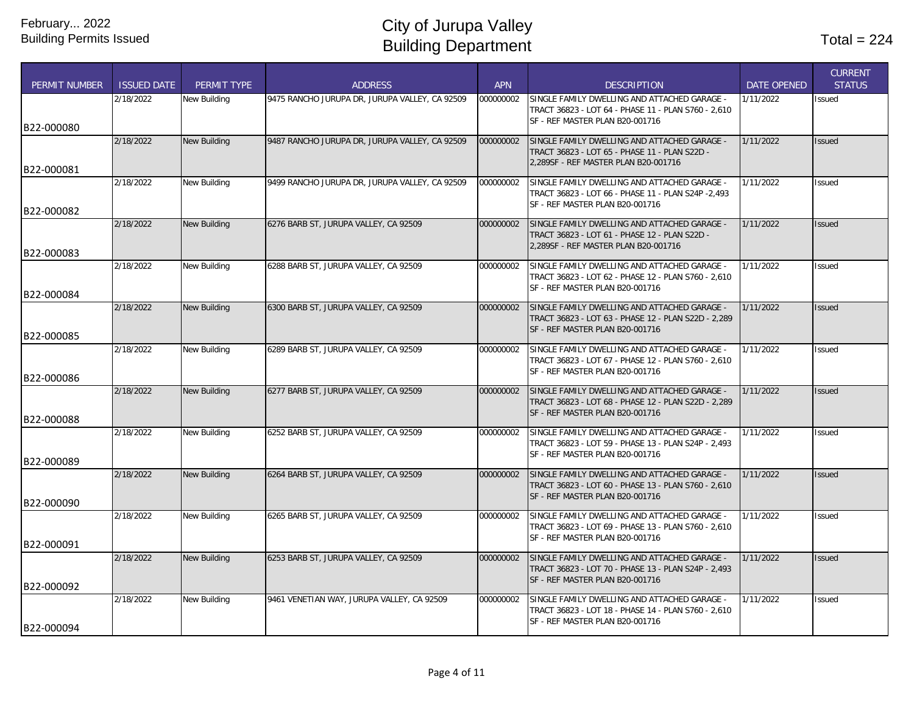February... 2022
Building Permits Issued

# City of Jurupa Valley
# Building Department

Total = 224

| PERMIT NUMBER | ISSUED DATE | PERMIT TYPE | ADDRESS | APN | DESCRIPTION | DATE OPENED | CURRENT STATUS |
|---|---|---|---|---|---|---|---|
| B22-000080 | 2/18/2022 | New Building | 9475 RANCHO JURUPA DR, JURUPA VALLEY, CA 92509 | 000000002 | SINGLE FAMILY DWELLING AND ATTACHED GARAGE - TRACT 36823 - LOT 64 - PHASE 11 - PLAN S760 - 2,610 SF - REF MASTER PLAN B20-001716 | 1/11/2022 | Issued |
| B22-000081 | 2/18/2022 | New Building | 9487 RANCHO JURUPA DR, JURUPA VALLEY, CA 92509 | 000000002 | SINGLE FAMILY DWELLING AND ATTACHED GARAGE - TRACT 36823 - LOT 65 - PHASE 11 - PLAN S22D - 2,289SF - REF MASTER PLAN B20-001716 | 1/11/2022 | Issued |
| B22-000082 | 2/18/2022 | New Building | 9499 RANCHO JURUPA DR, JURUPA VALLEY, CA 92509 | 000000002 | SINGLE FAMILY DWELLING AND ATTACHED GARAGE - TRACT 36823 - LOT 66 - PHASE 11 - PLAN S24P -2,493 SF - REF MASTER PLAN B20-001716 | 1/11/2022 | Issued |
| B22-000083 | 2/18/2022 | New Building | 6276 BARB ST, JURUPA VALLEY, CA 92509 | 000000002 | SINGLE FAMILY DWELLING AND ATTACHED GARAGE - TRACT 36823 - LOT 61 - PHASE 12 - PLAN S22D - 2,289SF - REF MASTER PLAN B20-001716 | 1/11/2022 | Issued |
| B22-000084 | 2/18/2022 | New Building | 6288 BARB ST, JURUPA VALLEY, CA 92509 | 000000002 | SINGLE FAMILY DWELLING AND ATTACHED GARAGE - TRACT 36823 - LOT 62 - PHASE 12 - PLAN S760 - 2,610 SF - REF MASTER PLAN B20-001716 | 1/11/2022 | Issued |
| B22-000085 | 2/18/2022 | New Building | 6300 BARB ST, JURUPA VALLEY, CA 92509 | 000000002 | SINGLE FAMILY DWELLING AND ATTACHED GARAGE - TRACT 36823 - LOT 63 - PHASE 12 - PLAN S22D - 2,289 SF - REF MASTER PLAN B20-001716 | 1/11/2022 | Issued |
| B22-000086 | 2/18/2022 | New Building | 6289 BARB ST, JURUPA VALLEY, CA 92509 | 000000002 | SINGLE FAMILY DWELLING AND ATTACHED GARAGE - TRACT 36823 - LOT 67 - PHASE 12 - PLAN S760 - 2,610 SF - REF MASTER PLAN B20-001716 | 1/11/2022 | Issued |
| B22-000088 | 2/18/2022 | New Building | 6277 BARB ST, JURUPA VALLEY, CA 92509 | 000000002 | SINGLE FAMILY DWELLING AND ATTACHED GARAGE - TRACT 36823 - LOT 68 - PHASE 12 - PLAN S22D - 2,289 SF - REF MASTER PLAN B20-001716 | 1/11/2022 | Issued |
| B22-000089 | 2/18/2022 | New Building | 6252 BARB ST, JURUPA VALLEY, CA 92509 | 000000002 | SINGLE FAMILY DWELLING AND ATTACHED GARAGE - TRACT 36823 - LOT 59 - PHASE 13 - PLAN S24P - 2,493 SF - REF MASTER PLAN B20-001716 | 1/11/2022 | Issued |
| B22-000090 | 2/18/2022 | New Building | 6264 BARB ST, JURUPA VALLEY, CA 92509 | 000000002 | SINGLE FAMILY DWELLING AND ATTACHED GARAGE - TRACT 36823 - LOT 60 - PHASE 13 - PLAN S760 - 2,610 SF - REF MASTER PLAN B20-001716 | 1/11/2022 | Issued |
| B22-000091 | 2/18/2022 | New Building | 6265 BARB ST, JURUPA VALLEY, CA 92509 | 000000002 | SINGLE FAMILY DWELLING AND ATTACHED GARAGE - TRACT 36823 - LOT 69 - PHASE 13 - PLAN S760 - 2,610 SF - REF MASTER PLAN B20-001716 | 1/11/2022 | Issued |
| B22-000092 | 2/18/2022 | New Building | 6253 BARB ST, JURUPA VALLEY, CA 92509 | 000000002 | SINGLE FAMILY DWELLING AND ATTACHED GARAGE - TRACT 36823 - LOT 70 - PHASE 13 - PLAN S24P - 2,493 SF - REF MASTER PLAN B20-001716 | 1/11/2022 | Issued |
| B22-000094 | 2/18/2022 | New Building | 9461 VENETIAN WAY, JURUPA VALLEY, CA 92509 | 000000002 | SINGLE FAMILY DWELLING AND ATTACHED GARAGE - TRACT 36823 - LOT 18 - PHASE 14 - PLAN S760 - 2,610 SF - REF MASTER PLAN B20-001716 | 1/11/2022 | Issued |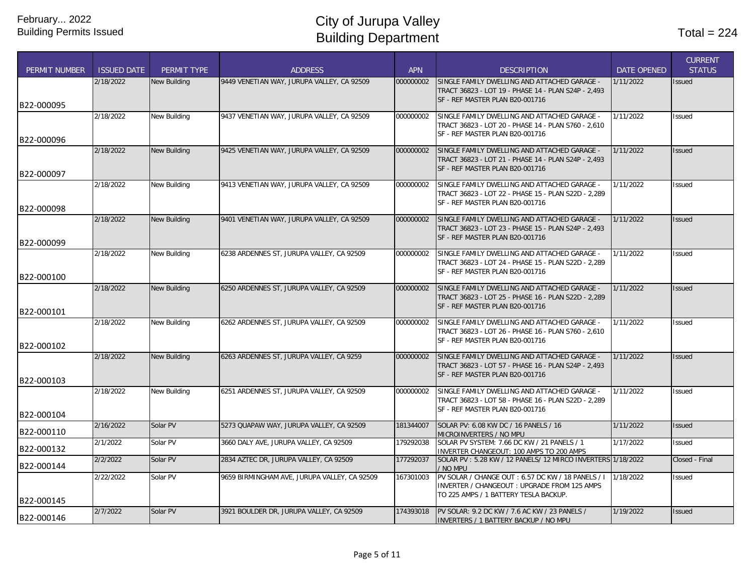February... 2022
Building Permits Issued

# City of Jurupa Valley
# Building Department

Total = 224

| PERMIT NUMBER | ISSUED DATE | PERMIT TYPE | ADDRESS | APN | DESCRIPTION | DATE OPENED | CURRENT STATUS |
|---|---|---|---|---|---|---|---|
| B22-000095 | 2/18/2022 | New Building | 9449 VENETIAN WAY, JURUPA VALLEY, CA 92509 | 000000002 | SINGLE FAMILY DWELLING AND ATTACHED GARAGE - TRACT 36823 - LOT 19 - PHASE 14 - PLAN S24P - 2,493 SF - REF MASTER PLAN B20-001716 | 1/11/2022 | Issued |
| B22-000096 | 2/18/2022 | New Building | 9437 VENETIAN WAY, JURUPA VALLEY, CA 92509 | 000000002 | SINGLE FAMILY DWELLING AND ATTACHED GARAGE - TRACT 36823 - LOT 20 - PHASE 14 - PLAN S760 - 2,610 SF - REF MASTER PLAN B20-001716 | 1/11/2022 | Issued |
| B22-000097 | 2/18/2022 | New Building | 9425 VENETIAN WAY, JURUPA VALLEY, CA 92509 | 000000002 | SINGLE FAMILY DWELLING AND ATTACHED GARAGE - TRACT 36823 - LOT 21 - PHASE 14 - PLAN S24P - 2,493 SF - REF MASTER PLAN B20-001716 | 1/11/2022 | Issued |
| B22-000098 | 2/18/2022 | New Building | 9413 VENETIAN WAY, JURUPA VALLEY, CA 92509 | 000000002 | SINGLE FAMILY DWELLING AND ATTACHED GARAGE - TRACT 36823 - LOT 22 - PHASE 15 - PLAN S22D - 2,289 SF - REF MASTER PLAN B20-001716 | 1/11/2022 | Issued |
| B22-000099 | 2/18/2022 | New Building | 9401 VENETIAN WAY, JURUPA VALLEY, CA 92509 | 000000002 | SINGLE FAMILY DWELLING AND ATTACHED GARAGE - TRACT 36823 - LOT 23 - PHASE 15 - PLAN S24P - 2,493 SF - REF MASTER PLAN B20-001716 | 1/11/2022 | Issued |
| B22-000100 | 2/18/2022 | New Building | 6238 ARDENNES ST, JURUPA VALLEY, CA 92509 | 000000002 | SINGLE FAMILY DWELLING AND ATTACHED GARAGE - TRACT 36823 - LOT 24 - PHASE 15 - PLAN S22D - 2,289 SF - REF MASTER PLAN B20-001716 | 1/11/2022 | Issued |
| B22-000101 | 2/18/2022 | New Building | 6250 ARDENNES ST, JURUPA VALLEY, CA 92509 | 000000002 | SINGLE FAMILY DWELLING AND ATTACHED GARAGE - TRACT 36823 - LOT 25 - PHASE 16 - PLAN S22D - 2,289 SF - REF MASTER PLAN B20-001716 | 1/11/2022 | Issued |
| B22-000102 | 2/18/2022 | New Building | 6262 ARDENNES ST, JURUPA VALLEY, CA 92509 | 000000002 | SINGLE FAMILY DWELLING AND ATTACHED GARAGE - TRACT 36823 - LOT 26 - PHASE 16 - PLAN S760 - 2,610 SF - REF MASTER PLAN B20-001716 | 1/11/2022 | Issued |
| B22-000103 | 2/18/2022 | New Building | 6263 ARDENNES ST, JURUPA VALLEY, CA 9259 | 000000002 | SINGLE FAMILY DWELLING AND ATTACHED GARAGE - TRACT 36823 - LOT 57 - PHASE 16 - PLAN S24P - 2,493 SF - REF MASTER PLAN B20-001716 | 1/11/2022 | Issued |
| B22-000104 | 2/18/2022 | New Building | 6251 ARDENNES ST, JURUPA VALLEY, CA 92509 | 000000002 | SINGLE FAMILY DWELLING AND ATTACHED GARAGE - TRACT 36823 - LOT 58 - PHASE 16 - PLAN S22D - 2,289 SF - REF MASTER PLAN B20-001716 | 1/11/2022 | Issued |
| B22-000110 | 2/16/2022 | Solar PV | 5273 QUAPAW WAY, JURUPA VALLEY, CA 92509 | 181344007 | SOLAR PV: 6.08 KW DC / 16 PANELS / 16 MICROINVERTERS / NO MPU | 1/11/2022 | Issued |
| B22-000132 | 2/1/2022 | Solar PV | 3660 DALY AVE, JURUPA VALLEY, CA 92509 | 179292038 | SOLAR PV SYSTEM: 7.66 DC KW / 21 PANELS / 1 INVERTER CHANGEOUT: 100 AMPS TO 200 AMPS | 1/17/2022 | Issued |
| B22-000144 | 2/2/2022 | Solar PV | 2834 AZTEC DR, JURUPA VALLEY, CA 92509 | 177292037 | SOLAR PV : 5.28 KW / 12 PANELS/ 12 MIRCO INVERTERS / NO MPU | 1/18/2022 | Closed - Final |
| B22-000145 | 2/22/2022 | Solar PV | 9659 BIRMINGHAM AVE, JURUPA VALLEY, CA 92509 | 167301003 | PV SOLAR / CHANGE OUT : 6.57 DC KW / 18 PANELS / I INVERTER / CHANGEOUT : UPGRADE FROM 125 AMPS TO 225 AMPS / 1 BATTERY TESLA BACKUP. | 1/18/2022 | Issued |
| B22-000146 | 2/7/2022 | Solar PV | 3921 BOULDER DR, JURUPA VALLEY, CA 92509 | 174393018 | PV SOLAR: 9.2 DC KW / 7.6 AC KW / 23 PANELS / INVERTERS / 1 BATTERY BACKUP / NO MPU | 1/19/2022 | Issued |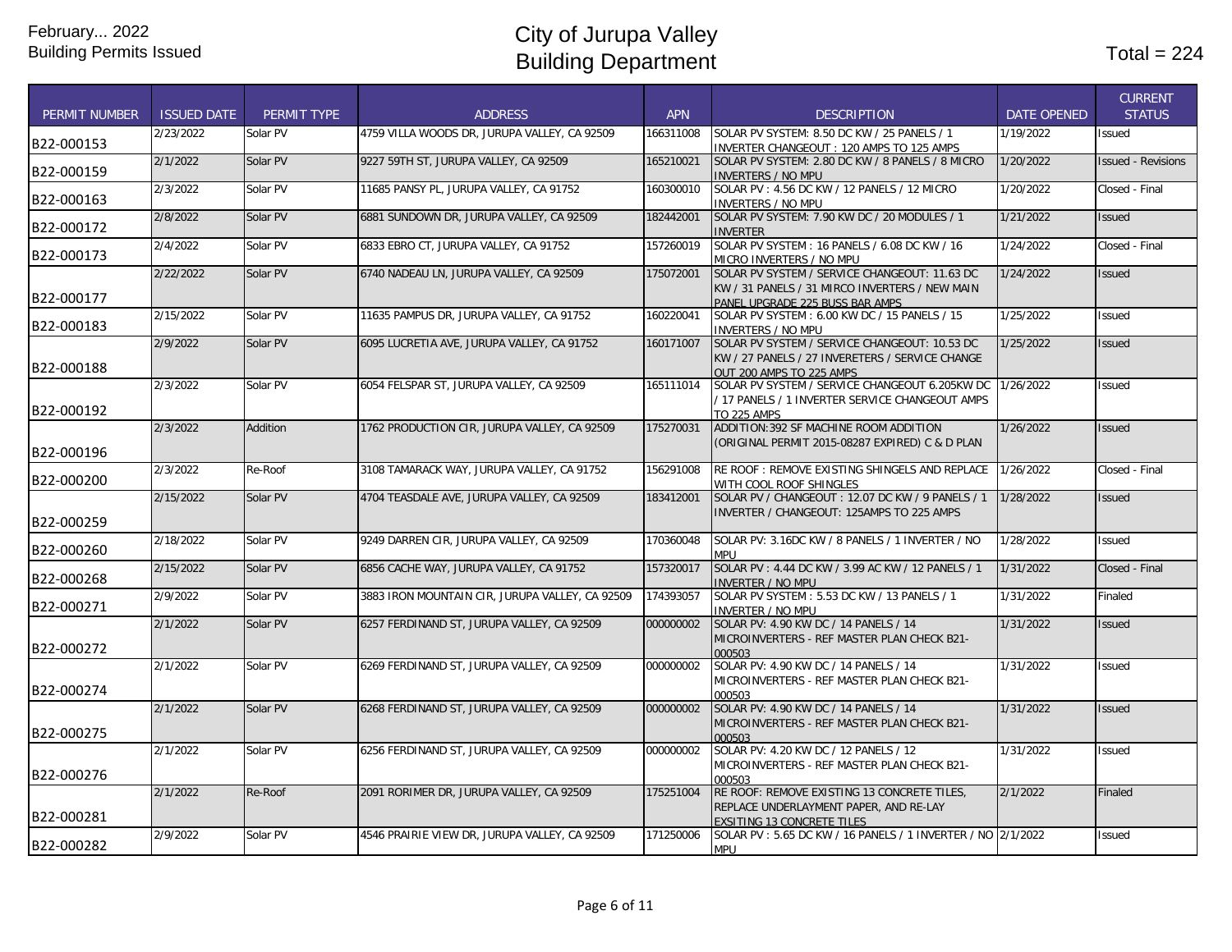February... 2022
Building Permits Issued

# City of Jurupa Valley
# Building Department

Total = 224

| PERMIT NUMBER | ISSUED DATE | PERMIT TYPE | ADDRESS | APN | DESCRIPTION | DATE OPENED | CURRENT STATUS |
|---|---|---|---|---|---|---|---|
| B22-000153 | 2/23/2022 | Solar PV | 4759 VILLA WOODS DR, JURUPA VALLEY, CA 92509 | 166311008 | SOLAR PV SYSTEM: 8.50 DC KW / 25 PANELS / 1 INVERTER CHANGEOUT : 120 AMPS TO 125 AMPS | 1/19/2022 | Issued |
| B22-000159 | 2/1/2022 | Solar PV | 9227 59TH ST, JURUPA VALLEY, CA 92509 | 165210021 | SOLAR PV SYSTEM: 2.80 DC KW / 8 PANELS / 8 MICRO INVERTERS / NO MPU | 1/20/2022 | Issued - Revisions |
| B22-000163 | 2/3/2022 | Solar PV | 11685 PANSY PL, JURUPA VALLEY, CA 91752 | 160300010 | SOLAR PV : 4.56 DC KW / 12 PANELS / 12 MICRO INVERTERS / NO MPU | 1/20/2022 | Closed - Final |
| B22-000172 | 2/8/2022 | Solar PV | 6881 SUNDOWN DR, JURUPA VALLEY, CA 92509 | 182442001 | SOLAR PV SYSTEM: 7.90 KW DC / 20 MODULES / 1 INVERTER | 1/21/2022 | Issued |
| B22-000173 | 2/4/2022 | Solar PV | 6833 EBRO CT, JURUPA VALLEY, CA 91752 | 157260019 | SOLAR PV SYSTEM : 16 PANELS / 6.08 DC KW / 16 MICRO INVERTERS / NO MPU | 1/24/2022 | Closed - Final |
| B22-000177 | 2/22/2022 | Solar PV | 6740 NADEAU LN, JURUPA VALLEY, CA 92509 | 175072001 | SOLAR PV SYSTEM / SERVICE CHANGEOUT: 11.63 DC KW / 31 PANELS / 31 MIRCO INVERTERS / NEW MAIN PANEL UPGRADE 225 BUSS BAR AMPS | 1/24/2022 | Issued |
| B22-000183 | 2/15/2022 | Solar PV | 11635 PAMPUS DR, JURUPA VALLEY, CA 91752 | 160220041 | SOLAR PV SYSTEM : 6.00 KW DC / 15 PANELS / 15 INVERTERS / NO MPU | 1/25/2022 | Issued |
| B22-000188 | 2/9/2022 | Solar PV | 6095 LUCRETIA AVE, JURUPA VALLEY, CA 91752 | 160171007 | SOLAR PV SYSTEM / SERVICE CHANGEOUT: 10.53 DC KW / 27 PANELS / 27 INVERETERS / SERVICE CHANGE OUT 200 AMPS TO 225 AMPS | 1/25/2022 | Issued |
| B22-000192 | 2/3/2022 | Solar PV | 6054 FELSPAR ST, JURUPA VALLEY, CA 92509 | 165111014 | SOLAR PV SYSTEM / SERVICE CHANGEOUT 6.205KW DC / 17 PANELS / 1 INVERTER SERVICE CHANGEOUT AMPS TO 225 AMPS | 1/26/2022 | Issued |
| B22-000196 | 2/3/2022 | Addition | 1762 PRODUCTION CIR, JURUPA VALLEY, CA 92509 | 175270031 | ADDITION:392 SF MACHINE ROOM ADDITION (ORIGINAL PERMIT 2015-08287 EXPIRED) C & D PLAN | 1/26/2022 | Issued |
| B22-000200 | 2/3/2022 | Re-Roof | 3108 TAMARACK WAY, JURUPA VALLEY, CA 91752 | 156291008 | RE ROOF : REMOVE EXISTING SHINGELS AND REPLACE WITH COOL ROOF SHINGLES | 1/26/2022 | Closed - Final |
| B22-000259 | 2/15/2022 | Solar PV | 4704 TEASDALE AVE, JURUPA VALLEY, CA 92509 | 183412001 | SOLAR PV / CHANGEOUT : 12.07 DC KW / 9 PANELS / 1 INVERTER / CHANGEOUT: 125AMPS TO 225 AMPS | 1/28/2022 | Issued |
| B22-000260 | 2/18/2022 | Solar PV | 9249 DARREN CIR, JURUPA VALLEY, CA 92509 | 170360048 | SOLAR PV: 3.16DC KW / 8 PANELS / 1 INVERTER / NO MPU | 1/28/2022 | Issued |
| B22-000268 | 2/15/2022 | Solar PV | 6856 CACHE WAY, JURUPA VALLEY, CA 91752 | 157320017 | SOLAR PV : 4.44 DC KW / 3.99 AC KW / 12 PANELS / 1 INVERTER / NO MPU | 1/31/2022 | Closed - Final |
| B22-000271 | 2/9/2022 | Solar PV | 3883 IRON MOUNTAIN CIR, JURUPA VALLEY, CA 92509 | 174393057 | SOLAR PV SYSTEM : 5.53 DC KW / 13 PANELS / 1 INVERTER / NO MPU | 1/31/2022 | Finaled |
| B22-000272 | 2/1/2022 | Solar PV | 6257 FERDINAND ST, JURUPA VALLEY, CA 92509 | 000000002 | SOLAR PV: 4.90 KW DC / 14 PANELS / 14 MICROINVERTERS - REF MASTER PLAN CHECK B21-000503 | 1/31/2022 | Issued |
| B22-000274 | 2/1/2022 | Solar PV | 6269 FERDINAND ST, JURUPA VALLEY, CA 92509 | 000000002 | SOLAR PV: 4.90 KW DC / 14 PANELS / 14 MICROINVERTERS - REF MASTER PLAN CHECK B21-000503 | 1/31/2022 | Issued |
| B22-000275 | 2/1/2022 | Solar PV | 6268 FERDINAND ST, JURUPA VALLEY, CA 92509 | 000000002 | SOLAR PV: 4.90 KW DC / 14 PANELS / 14 MICROINVERTERS - REF MASTER PLAN CHECK B21-000503 | 1/31/2022 | Issued |
| B22-000276 | 2/1/2022 | Solar PV | 6256 FERDINAND ST, JURUPA VALLEY, CA 92509 | 000000002 | SOLAR PV: 4.20 KW DC / 12 PANELS / 12 MICROINVERTERS - REF MASTER PLAN CHECK B21-000503 | 1/31/2022 | Issued |
| B22-000281 | 2/1/2022 | Re-Roof | 2091 RORIMER DR, JURUPA VALLEY, CA 92509 | 175251004 | RE ROOF: REMOVE EXISTING 13 CONCRETE TILES, REPLACE UNDERLAYMENT PAPER, AND RE-LAY EXSITING 13 CONCRETE TILES | 2/1/2022 | Finaled |
| B22-000282 | 2/9/2022 | Solar PV | 4546 PRAIRIE VIEW DR, JURUPA VALLEY, CA 92509 | 171250006 | SOLAR PV : 5.65 DC KW / 16 PANELS / 1 INVERTER / NO MPU | 2/1/2022 | Issued |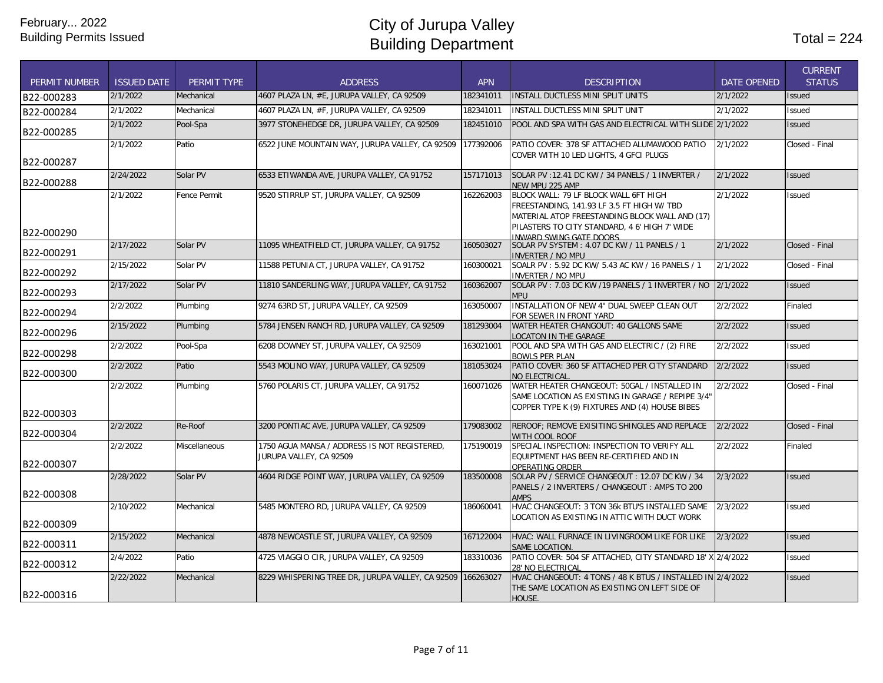February... 2022
Building Permits Issued

# City of Jurupa Valley
# Building Department

Total = 224

| PERMIT NUMBER | ISSUED DATE | PERMIT TYPE | ADDRESS | APN | DESCRIPTION | DATE OPENED | CURRENT STATUS |
|---|---|---|---|---|---|---|---|
| B22-000283 | 2/1/2022 | Mechanical | 4607 PLAZA LN, #E, JURUPA VALLEY, CA 92509 | 182341011 | INSTALL DUCTLESS MINI SPLIT UNITS | 2/1/2022 | Issued |
| B22-000284 | 2/1/2022 | Mechanical | 4607 PLAZA LN, #F, JURUPA VALLEY, CA 92509 | 182341011 | INSTALL DUCTLESS MINI SPLIT UNIT | 2/1/2022 | Issued |
| B22-000285 | 2/1/2022 | Pool-Spa | 3977 STONEHEDGE DR, JURUPA VALLEY, CA 92509 | 182451010 | POOL AND SPA WITH GAS AND ELECTRICAL WITH SLIDE | 2/1/2022 | Issued |
| B22-000287 | 2/1/2022 | Patio | 6522 JUNE MOUNTAIN WAY, JURUPA VALLEY, CA 92509 | 177392006 | PATIO COVER: 378 SF ATTACHED ALUMAWOOD PATIO COVER WITH 10 LED LIGHTS, 4 GFCI PLUGS | 2/1/2022 | Closed - Final |
| B22-000288 | 2/24/2022 | Solar PV | 6533 ETIWANDA AVE, JURUPA VALLEY, CA 91752 | 157171013 | SOLAR PV :12.41 DC KW / 34 PANELS / 1 INVERTER / NEW MPU 225 AMP | 2/1/2022 | Issued |
| B22-000290 | 2/1/2022 | Fence Permit | 9520 STIRRUP ST, JURUPA VALLEY, CA 92509 | 162262003 | BLOCK WALL: 79 LF BLOCK WALL 6FT HIGH FREESTANDING, 141.93 LF 3.5 FT HIGH W/ TBD MATERIAL ATOP FREESTANDING BLOCK WALL AND (17) PILASTERS TO CITY STANDARD, 4 6' HIGH 7' WIDE INWARD SWING GATE DOORS | 2/1/2022 | Issued |
| B22-000291 | 2/17/2022 | Solar PV | 11095 WHEATFIELD CT, JURUPA VALLEY, CA 91752 | 160503027 | SOLAR PV SYSTEM : 4.07 DC KW / 11 PANELS / 1 INVERTER / NO MPU | 2/1/2022 | Closed - Final |
| B22-000292 | 2/15/2022 | Solar PV | 11588 PETUNIA CT, JURUPA VALLEY, CA 91752 | 160300021 | SOALR PV : 5.92 DC KW/ 5.43 AC KW / 16 PANELS / 1 INVERTER / NO MPU | 2/1/2022 | Closed - Final |
| B22-000293 | 2/17/2022 | Solar PV | 11810 SANDERLING WAY, JURUPA VALLEY, CA 91752 | 160362007 | SOLAR PV : 7.03 DC KW /19 PANELS / 1 INVERTER / NO MPU | 2/1/2022 | Issued |
| B22-000294 | 2/2/2022 | Plumbing | 9274 63RD ST, JURUPA VALLEY, CA 92509 | 163050007 | INSTALLATION OF NEW 4" DUAL SWEEP CLEAN OUT FOR SEWER IN FRONT YARD | 2/2/2022 | Finaled |
| B22-000296 | 2/15/2022 | Plumbing | 5784 JENSEN RANCH RD, JURUPA VALLEY, CA 92509 | 181293004 | WATER HEATER CHANGOUT: 40 GALLONS SAME LOCATON IN THE GARAGE | 2/2/2022 | Issued |
| B22-000298 | 2/2/2022 | Pool-Spa | 6208 DOWNEY ST, JURUPA VALLEY, CA 92509 | 163021001 | POOL AND SPA WITH GAS AND ELECTRIC / (2) FIRE BOWLS PER PLAN | 2/2/2022 | Issued |
| B22-000300 | 2/2/2022 | Patio | 5543 MOLINO WAY, JURUPA VALLEY, CA 92509 | 181053024 | PATIO COVER: 360 SF ATTACHED PER CITY STANDARD NO ELECTRICAL. | 2/2/2022 | Issued |
| B22-000303 | 2/2/2022 | Plumbing | 5760 POLARIS CT, JURUPA VALLEY, CA 91752 | 160071026 | WATER HEATER CHANGEOUT: 50GAL / INSTALLED IN SAME LOCATION AS EXISTING IN GARAGE / REPIPE 3/4" COPPER TYPE K (9) FIXTURES AND (4) HOUSE BIBES | 2/2/2022 | Closed - Final |
| B22-000304 | 2/2/2022 | Re-Roof | 3200 PONTIAC AVE, JURUPA VALLEY, CA 92509 | 179083002 | REROOF; REMOVE EXISITING SHINGLES AND REPLACE WITH COOL ROOF | 2/2/2022 | Closed - Final |
| B22-000307 | 2/2/2022 | Miscellaneous | 1750 AGUA MANSA / ADDRESS IS NOT REGISTERED, JURUPA VALLEY, CA 92509 | 175190019 | SPECIAL INSPECTION: INSPECTION TO VERIFY ALL EQUIPTMENT HAS BEEN RE-CERTIFIED AND IN OPERATING ORDER | 2/2/2022 | Finaled |
| B22-000308 | 2/28/2022 | Solar PV | 4604 RIDGE POINT WAY, JURUPA VALLEY, CA 92509 | 183500008 | SOLAR PV / SERVICE CHANGEOUT : 12.07 DC KW / 34 PANELS / 2 INVERTERS / CHANGEOUT : AMPS TO 200 AMPS | 2/3/2022 | Issued |
| B22-000309 | 2/10/2022 | Mechanical | 5485 MONTERO RD, JURUPA VALLEY, CA 92509 | 186060041 | HVAC CHANGEOUT: 3 TON 36k BTU'S INSTALLED SAME LOCATION AS EXISTING IN ATTIC WITH DUCT WORK | 2/3/2022 | Issued |
| B22-000311 | 2/15/2022 | Mechanical | 4878 NEWCASTLE ST, JURUPA VALLEY, CA 92509 | 167122004 | HVAC: WALL FURNACE IN LIVINGROOM LIKE FOR LIKE SAME LOCATION. | 2/3/2022 | Issued |
| B22-000312 | 2/4/2022 | Patio | 4725 VIAGGIO CIR, JURUPA VALLEY, CA 92509 | 183310036 | PATIO COVER: 504 SF ATTACHED, CITY STANDARD 18' X 28' NO ELECTRICAL | 2/4/2022 | Issued |
| B22-000316 | 2/22/2022 | Mechanical | 8229 WHISPERING TREE DR, JURUPA VALLEY, CA 92509 | 166263027 | HVAC CHANGEOUT: 4 TONS / 48 K BTUS / INSTALLED IN THE SAME LOCATION AS EXISTING ON LEFT SIDE OF HOUSE. | 2/4/2022 | Issued |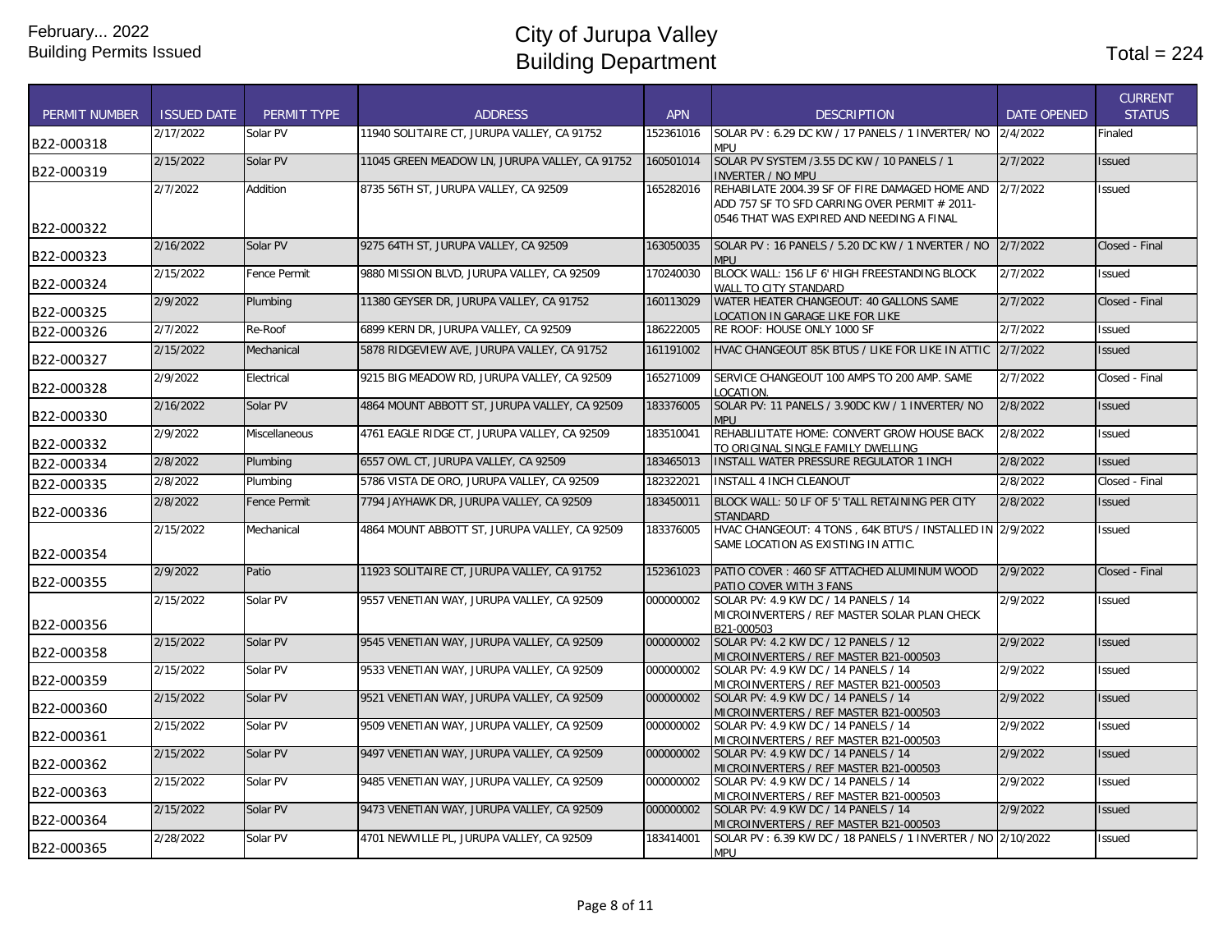February... 2022
Building Permits Issued

# City of Jurupa Valley
# Building Department

Total = 224

| PERMIT NUMBER | ISSUED DATE | PERMIT TYPE | ADDRESS | APN | DESCRIPTION | DATE OPENED | CURRENT STATUS |
|---|---|---|---|---|---|---|---|
| B22-000318 | 2/17/2022 | Solar PV | 11940 SOLITAIRE CT, JURUPA VALLEY, CA 91752 | 152361016 | SOLAR PV : 6.29 DC KW / 17 PANELS / 1 INVERTER/ NO MPU | 2/4/2022 | Finaled |
| B22-000319 | 2/15/2022 | Solar PV | 11045 GREEN MEADOW LN, JURUPA VALLEY, CA 91752 | 160501014 | SOLAR PV SYSTEM /3.55 DC KW / 10 PANELS / 1 INVERTER / NO MPU | 2/7/2022 | Issued |
| B22-000322 | 2/7/2022 | Addition | 8735 56TH ST, JURUPA VALLEY, CA 92509 | 165282016 | REHABILATE 2004.39 SF OF FIRE DAMAGED HOME AND ADD 757 SF TO SFD CARRING OVER PERMIT # 2011-0546 THAT WAS EXPIRED AND NEEDING A FINAL | 2/7/2022 | Issued |
| B22-000323 | 2/16/2022 | Solar PV | 9275 64TH ST, JURUPA VALLEY, CA 92509 | 163050035 | SOLAR PV : 16 PANELS / 5.20 DC KW / 1 NVERTER / NO MPU | 2/7/2022 | Closed - Final |
| B22-000324 | 2/15/2022 | Fence Permit | 9880 MISSION BLVD, JURUPA VALLEY, CA 92509 | 170240030 | BLOCK WALL: 156 LF 6' HIGH FREESTANDING BLOCK WALL TO CITY STANDARD | 2/7/2022 | Issued |
| B22-000325 | 2/9/2022 | Plumbing | 11380 GEYSER DR, JURUPA VALLEY, CA 91752 | 160113029 | WATER HEATER CHANGEOUT: 40 GALLONS SAME LOCATION IN GARAGE LIKE FOR LIKE | 2/7/2022 | Closed - Final |
| B22-000326 | 2/7/2022 | Re-Roof | 6899 KERN DR, JURUPA VALLEY, CA 92509 | 186222005 | RE ROOF: HOUSE ONLY 1000 SF | 2/7/2022 | Issued |
| B22-000327 | 2/15/2022 | Mechanical | 5878 RIDGEVIEW AVE, JURUPA VALLEY, CA 91752 | 161191002 | HVAC CHANGEOUT 85K BTUS / LIKE FOR LIKE IN ATTIC | 2/7/2022 | Issued |
| B22-000328 | 2/9/2022 | Electrical | 9215 BIG MEADOW RD, JURUPA VALLEY, CA 92509 | 165271009 | SERVICE CHANGEOUT 100 AMPS TO 200 AMP. SAME LOCATION. | 2/7/2022 | Closed - Final |
| B22-000330 | 2/16/2022 | Solar PV | 4864 MOUNT ABBOTT ST, JURUPA VALLEY, CA 92509 | 183376005 | SOLAR PV: 11 PANELS / 3.90DC KW / 1 INVERTER/ NO MPU | 2/8/2022 | Issued |
| B22-000332 | 2/9/2022 | Miscellaneous | 4761 EAGLE RIDGE CT, JURUPA VALLEY, CA 92509 | 183510041 | REHABLILITATE HOME: CONVERT GROW HOUSE BACK TO ORIGINAL SINGLE FAMILY DWELLING | 2/8/2022 | Issued |
| B22-000334 | 2/8/2022 | Plumbing | 6557 OWL CT, JURUPA VALLEY, CA 92509 | 183465013 | INSTALL WATER PRESSURE REGULATOR 1 INCH | 2/8/2022 | Issued |
| B22-000335 | 2/8/2022 | Plumbing | 5786 VISTA DE ORO, JURUPA VALLEY, CA 92509 | 182322021 | INSTALL 4 INCH CLEANOUT | 2/8/2022 | Closed - Final |
| B22-000336 | 2/8/2022 | Fence Permit | 7794 JAYHAWK DR, JURUPA VALLEY, CA 92509 | 183450011 | BLOCK WALL: 50 LF OF 5' TALL RETAINING PER CITY STANDARD | 2/8/2022 | Issued |
| B22-000354 | 2/15/2022 | Mechanical | 4864 MOUNT ABBOTT ST, JURUPA VALLEY, CA 92509 | 183376005 | HVAC CHANGEOUT: 4 TONS , 64K BTU'S / INSTALLED IN SAME LOCATION AS EXISTING IN ATTIC. | 2/9/2022 | Issued |
| B22-000355 | 2/9/2022 | Patio | 11923 SOLITAIRE CT, JURUPA VALLEY, CA 91752 | 152361023 | PATIO COVER : 460 SF ATTACHED ALUMINUM WOOD PATIO COVER WITH 3 FANS | 2/9/2022 | Closed - Final |
| B22-000356 | 2/15/2022 | Solar PV | 9557 VENETIAN WAY, JURUPA VALLEY, CA 92509 | 000000002 | SOLAR PV: 4.9 KW DC / 14 PANELS / 14 MICROINVERTERS / REF MASTER SOLAR PLAN CHECK B21-000503 | 2/9/2022 | Issued |
| B22-000358 | 2/15/2022 | Solar PV | 9545 VENETIAN WAY, JURUPA VALLEY, CA 92509 | 000000002 | SOLAR PV: 4.2 KW DC / 12 PANELS / 12 MICROINVERTERS / REF MASTER B21-000503 | 2/9/2022 | Issued |
| B22-000359 | 2/15/2022 | Solar PV | 9533 VENETIAN WAY, JURUPA VALLEY, CA 92509 | 000000002 | SOLAR PV: 4.9 KW DC / 14 PANELS / 14 MICROINVERTERS / REF MASTER B21-000503 | 2/9/2022 | Issued |
| B22-000360 | 2/15/2022 | Solar PV | 9521 VENETIAN WAY, JURUPA VALLEY, CA 92509 | 000000002 | SOLAR PV: 4.9 KW DC / 14 PANELS / 14 MICROINVERTERS / REF MASTER B21-000503 | 2/9/2022 | Issued |
| B22-000361 | 2/15/2022 | Solar PV | 9509 VENETIAN WAY, JURUPA VALLEY, CA 92509 | 000000002 | SOLAR PV: 4.9 KW DC / 14 PANELS / 14 MICROINVERTERS / REF MASTER B21-000503 | 2/9/2022 | Issued |
| B22-000362 | 2/15/2022 | Solar PV | 9497 VENETIAN WAY, JURUPA VALLEY, CA 92509 | 000000002 | SOLAR PV: 4.9 KW DC / 14 PANELS / 14 MICROINVERTERS / REF MASTER B21-000503 | 2/9/2022 | Issued |
| B22-000363 | 2/15/2022 | Solar PV | 9485 VENETIAN WAY, JURUPA VALLEY, CA 92509 | 000000002 | SOLAR PV: 4.9 KW DC / 14 PANELS / 14 MICROINVERTERS / REF MASTER B21-000503 | 2/9/2022 | Issued |
| B22-000364 | 2/15/2022 | Solar PV | 9473 VENETIAN WAY, JURUPA VALLEY, CA 92509 | 000000002 | SOLAR PV: 4.9 KW DC / 14 PANELS / 14 MICROINVERTERS / REF MASTER B21-000503 | 2/9/2022 | Issued |
| B22-000365 | 2/28/2022 | Solar PV | 4701 NEWVILLE PL, JURUPA VALLEY, CA 92509 | 183414001 | SOLAR PV : 6.39 KW DC / 18 PANELS / 1 INVERTER / NO MPU | 2/10/2022 | Issued |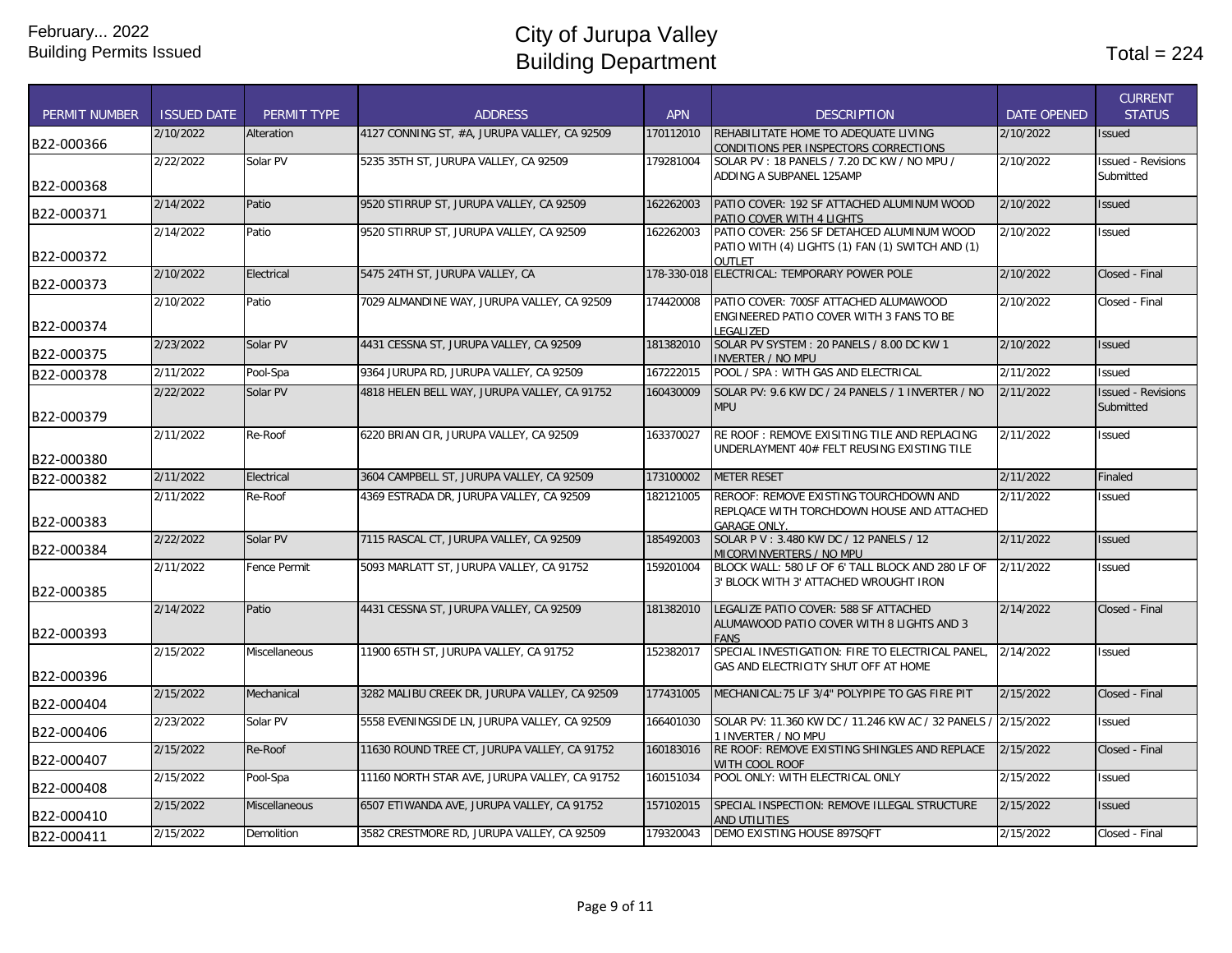February... 2022
Building Permits Issued

# City of Jurupa Valley
# Building Department

Total = 224

| PERMIT NUMBER | ISSUED DATE | PERMIT TYPE | ADDRESS | APN | DESCRIPTION | DATE OPENED | CURRENT STATUS |
|---|---|---|---|---|---|---|---|
| B22-000366 | 2/10/2022 | Alteration | 4127 CONNING ST, #A, JURUPA VALLEY, CA 92509 | 170112010 | REHABILITATE HOME TO ADEQUATE LIVING CONDITIONS PER INSPECTORS CORRECTIONS | 2/10/2022 | Issued |
| B22-000368 | 2/22/2022 | Solar PV | 5235 35TH ST, JURUPA VALLEY, CA 92509 | 179281004 | SOLAR PV : 18 PANELS / 7.20 DC KW / NO MPU / ADDING A SUBPANEL 125AMP | 2/10/2022 | Issued - Revisions Submitted |
| B22-000371 | 2/14/2022 | Patio | 9520 STIRRUP ST, JURUPA VALLEY, CA 92509 | 162262003 | PATIO COVER: 192 SF ATTACHED ALUMINUM WOOD PATIO COVER WITH 4 LIGHTS | 2/10/2022 | Issued |
| B22-000372 | 2/14/2022 | Patio | 9520 STIRRUP ST, JURUPA VALLEY, CA 92509 | 162262003 | PATIO COVER: 256 SF DETAHCED ALUMINUM WOOD PATIO WITH (4) LIGHTS (1) FAN (1) SWITCH AND (1) OUTLET | 2/10/2022 | Issued |
| B22-000373 | 2/10/2022 | Electrical | 5475 24TH ST, JURUPA VALLEY, CA | 178-330-018 | ELECTRICAL: TEMPORARY POWER POLE | 2/10/2022 | Closed - Final |
| B22-000374 | 2/10/2022 | Patio | 7029 ALMANDINE WAY, JURUPA VALLEY, CA 92509 | 174420008 | PATIO COVER: 700SF ATTACHED ALUMAWOOD ENGINEERED PATIO COVER WITH 3 FANS TO BE LEGALIZED | 2/10/2022 | Closed - Final |
| B22-000375 | 2/23/2022 | Solar PV | 4431 CESSNA ST, JURUPA VALLEY, CA 92509 | 181382010 | SOLAR PV SYSTEM : 20 PANELS / 8.00 DC KW 1 INVERTER / NO MPU | 2/10/2022 | Issued |
| B22-000378 | 2/11/2022 | Pool-Spa | 9364 JURUPA RD, JURUPA VALLEY, CA 92509 | 167222015 | POOL / SPA : WITH GAS AND ELECTRICAL | 2/11/2022 | Issued |
| B22-000379 | 2/22/2022 | Solar PV | 4818 HELEN BELL WAY, JURUPA VALLEY, CA 91752 | 160430009 | SOLAR PV: 9.6 KW DC / 24 PANELS / 1 INVERTER / NO MPU | 2/11/2022 | Issued - Revisions Submitted |
| B22-000380 | 2/11/2022 | Re-Roof | 6220 BRIAN CIR, JURUPA VALLEY, CA 92509 | 163370027 | RE ROOF : REMOVE EXISITING TILE AND REPLACING UNDERLAYMENT 40# FELT REUSING EXISTING TILE | 2/11/2022 | Issued |
| B22-000382 | 2/11/2022 | Electrical | 3604 CAMPBELL ST, JURUPA VALLEY, CA 92509 | 173100002 | METER RESET | 2/11/2022 | Finaled |
| B22-000383 | 2/11/2022 | Re-Roof | 4369 ESTRADA DR, JURUPA VALLEY, CA 92509 | 182121005 | REROOF: REMOVE EXISTING TOURCHDOWN AND REPLQACE WITH TORCHDOWN HOUSE AND ATTACHED GARAGE ONLY. | 2/11/2022 | Issued |
| B22-000384 | 2/22/2022 | Solar PV | 7115 RASCAL CT, JURUPA VALLEY, CA 92509 | 185492003 | SOLAR P V : 3.480 KW DC / 12 PANELS / 12 MICORVINVERTERS / NO MPU | 2/11/2022 | Issued |
| B22-000385 | 2/11/2022 | Fence Permit | 5093 MARLATT ST, JURUPA VALLEY, CA 91752 | 159201004 | BLOCK WALL: 580 LF OF 6' TALL BLOCK AND 280 LF OF 3' BLOCK WITH 3' ATTACHED WROUGHT IRON | 2/11/2022 | Issued |
| B22-000393 | 2/14/2022 | Patio | 4431 CESSNA ST, JURUPA VALLEY, CA 92509 | 181382010 | LEGALIZE PATIO COVER: 588 SF ATTACHED ALUMAWOOD PATIO COVER WITH 8 LIGHTS AND 3 FANS | 2/14/2022 | Closed - Final |
| B22-000396 | 2/15/2022 | Miscellaneous | 11900 65TH ST, JURUPA VALLEY, CA 91752 | 152382017 | SPECIAL INVESTIGATION: FIRE TO ELECTRICAL PANEL, GAS AND ELECTRICITY SHUT OFF AT HOME | 2/14/2022 | Issued |
| B22-000404 | 2/15/2022 | Mechanical | 3282 MALIBU CREEK DR, JURUPA VALLEY, CA 92509 | 177431005 | MECHANICAL:75 LF 3/4" POLYPIPE TO GAS FIRE PIT | 2/15/2022 | Closed - Final |
| B22-000406 | 2/23/2022 | Solar PV | 5558 EVENINGSIDE LN, JURUPA VALLEY, CA 92509 | 166401030 | SOLAR PV: 11.360 KW DC / 11.246 KW AC / 32 PANELS / 1 INVERTER / NO MPU | 2/15/2022 | Issued |
| B22-000407 | 2/15/2022 | Re-Roof | 11630 ROUND TREE CT, JURUPA VALLEY, CA 91752 | 160183016 | RE ROOF: REMOVE EXISTING SHINGLES AND REPLACE WITH COOL ROOF | 2/15/2022 | Closed - Final |
| B22-000408 | 2/15/2022 | Pool-Spa | 11160 NORTH STAR AVE, JURUPA VALLEY, CA 91752 | 160151034 | POOL ONLY: WITH ELECTRICAL ONLY | 2/15/2022 | Issued |
| B22-000410 | 2/15/2022 | Miscellaneous | 6507 ETIWANDA AVE, JURUPA VALLEY, CA 91752 | 157102015 | SPECIAL INSPECTION: REMOVE ILLEGAL STRUCTURE AND UTILITIES | 2/15/2022 | Issued |
| B22-000411 | 2/15/2022 | Demolition | 3582 CRESTMORE RD, JURUPA VALLEY, CA 92509 | 179320043 | DEMO EXISTING HOUSE 897SQFT | 2/15/2022 | Closed - Final |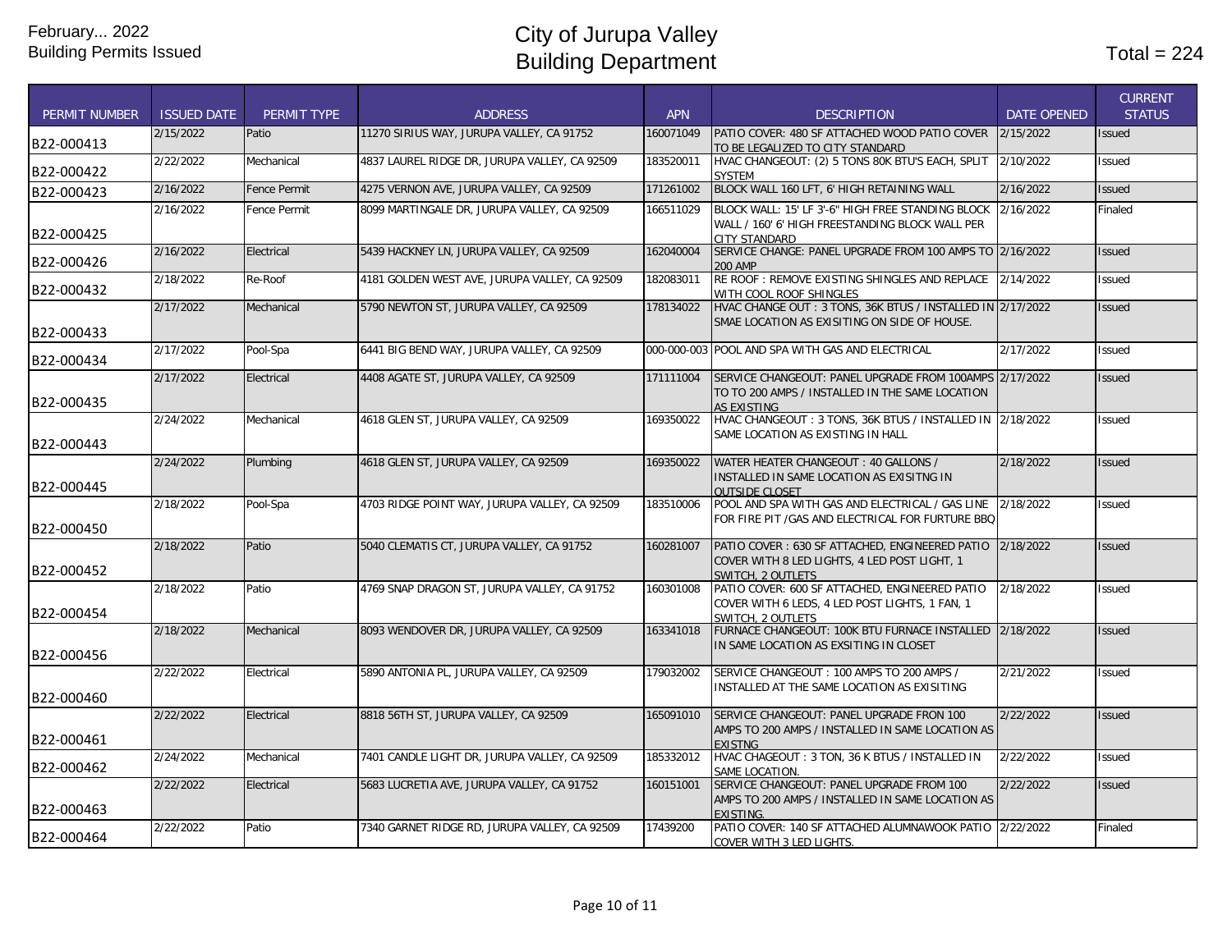February... 2022
Building Permits Issued

# City of Jurupa Valley
# Building Department

Total = 224

| PERMIT NUMBER | ISSUED DATE | PERMIT TYPE | ADDRESS | APN | DESCRIPTION | DATE OPENED | CURRENT STATUS |
|---|---|---|---|---|---|---|---|
| B22-000413 | 2/15/2022 | Patio | 11270 SIRIUS WAY, JURUPA VALLEY, CA 91752 | 160071049 | PATIO COVER: 480 SF ATTACHED WOOD PATIO COVER TO BE LEGALIZED TO CITY STANDARD | 2/15/2022 | Issued |
| B22-000422 | 2/22/2022 | Mechanical | 4837 LAUREL RIDGE DR, JURUPA VALLEY, CA 92509 | 183520011 | HVAC CHANGEOUT: (2) 5 TONS 80K BTU'S EACH, SPLIT SYSTEM | 2/10/2022 | Issued |
| B22-000423 | 2/16/2022 | Fence Permit | 4275 VERNON AVE, JURUPA VALLEY, CA 92509 | 171261002 | BLOCK WALL 160 LFT, 6' HIGH RETAINING WALL | 2/16/2022 | Issued |
| B22-000425 | 2/16/2022 | Fence Permit | 8099 MARTINGALE DR, JURUPA VALLEY, CA 92509 | 166511029 | BLOCK WALL: 15' LF 3'-6" HIGH FREE STANDING BLOCK WALL / 160' 6' HIGH FREESTANDING BLOCK WALL PER CITY STANDARD | 2/16/2022 | Finaled |
| B22-000426 | 2/16/2022 | Electrical | 5439 HACKNEY LN, JURUPA VALLEY, CA 92509 | 162040004 | SERVICE CHANGE: PANEL UPGRADE FROM 100 AMPS TO 200 AMP | 2/16/2022 | Issued |
| B22-000432 | 2/18/2022 | Re-Roof | 4181 GOLDEN WEST AVE, JURUPA VALLEY, CA 92509 | 182083011 | RE ROOF : REMOVE EXISTING SHINGLES AND REPLACE WITH COOL ROOF SHINGLES | 2/14/2022 | Issued |
| B22-000433 | 2/17/2022 | Mechanical | 5790 NEWTON ST, JURUPA VALLEY, CA 92509 | 178134022 | HVAC CHANGE OUT : 3 TONS, 36K BTUS / INSTALLED IN SMAE LOCATION AS EXISITING ON SIDE OF HOUSE. | 2/17/2022 | Issued |
| B22-000434 | 2/17/2022 | Pool-Spa | 6441 BIG BEND WAY, JURUPA VALLEY, CA 92509 | 000-000-003 | POOL AND SPA WITH GAS AND ELECTRICAL | 2/17/2022 | Issued |
| B22-000435 | 2/17/2022 | Electrical | 4408 AGATE ST, JURUPA VALLEY, CA 92509 | 171111004 | SERVICE CHANGEOUT: PANEL UPGRADE FROM 100AMPS TO TO 200 AMPS / INSTALLED IN THE SAME LOCATION AS EXISTING | 2/17/2022 | Issued |
| B22-000443 | 2/24/2022 | Mechanical | 4618 GLEN ST, JURUPA VALLEY, CA 92509 | 169350022 | HVAC CHANGEOUT : 3 TONS, 36K BTUS / INSTALLED IN SAME LOCATION AS EXISTING IN HALL | 2/18/2022 | Issued |
| B22-000445 | 2/24/2022 | Plumbing | 4618 GLEN ST, JURUPA VALLEY, CA 92509 | 169350022 | WATER HEATER CHANGEOUT : 40 GALLONS / INSTALLED IN SAME LOCATION AS EXISITNG IN OUTSIDE CLOSET | 2/18/2022 | Issued |
| B22-000450 | 2/18/2022 | Pool-Spa | 4703 RIDGE POINT WAY, JURUPA VALLEY, CA 92509 | 183510006 | POOL AND SPA WITH GAS AND ELECTRICAL / GAS LINE FOR FIRE PIT /GAS AND ELECTRICAL FOR FURTURE BBQ | 2/18/2022 | Issued |
| B22-000452 | 2/18/2022 | Patio | 5040 CLEMATIS CT, JURUPA VALLEY, CA 91752 | 160281007 | PATIO COVER : 630 SF ATTACHED, ENGINEERED PATIO COVER WITH 8 LED LIGHTS, 4 LED POST LIGHT, 1 SWITCH, 2 OUTLETS | 2/18/2022 | Issued |
| B22-000454 | 2/18/2022 | Patio | 4769 SNAP DRAGON ST, JURUPA VALLEY, CA 91752 | 160301008 | PATIO COVER: 600 SF ATTACHED, ENGINEERED PATIO COVER WITH 6 LEDS, 4 LED POST LIGHTS, 1 FAN, 1 SWITCH, 2 OUTLETS | 2/18/2022 | Issued |
| B22-000456 | 2/18/2022 | Mechanical | 8093 WENDOVER DR, JURUPA VALLEY, CA 92509 | 163341018 | FURNACE CHANGEOUT: 100K BTU FURNACE INSTALLED IN SAME LOCATION AS EXSITING IN CLOSET | 2/18/2022 | Issued |
| B22-000460 | 2/22/2022 | Electrical | 5890 ANTONIA PL, JURUPA VALLEY, CA 92509 | 179032002 | SERVICE CHANGEOUT : 100 AMPS TO 200 AMPS / INSTALLED AT THE SAME LOCATION AS EXISITING | 2/21/2022 | Issued |
| B22-000461 | 2/22/2022 | Electrical | 8818 56TH ST, JURUPA VALLEY, CA 92509 | 165091010 | SERVICE CHANGEOUT: PANEL UPGRADE FRON 100 AMPS TO 200 AMPS / INSTALLED IN SAME LOCATION AS EXISTNG | 2/22/2022 | Issued |
| B22-000462 | 2/24/2022 | Mechanical | 7401 CANDLE LIGHT DR, JURUPA VALLEY, CA 92509 | 185332012 | HVAC CHAGEOUT : 3 TON, 36 K BTUS / INSTALLED IN SAME LOCATION. | 2/22/2022 | Issued |
| B22-000463 | 2/22/2022 | Electrical | 5683 LUCRETIA AVE, JURUPA VALLEY, CA 91752 | 160151001 | SERVICE CHANGEOUT: PANEL UPGRADE FROM 100 AMPS TO 200 AMPS / INSTALLED IN SAME LOCATION AS EXISTING. | 2/22/2022 | Issued |
| B22-000464 | 2/22/2022 | Patio | 7340 GARNET RIDGE RD, JURUPA VALLEY, CA 92509 | 17439200 | PATIO COVER: 140 SF ATTACHED ALUMNAWOOK PATIO COVER WITH 3 LED LIGHTS. | 2/22/2022 | Finaled |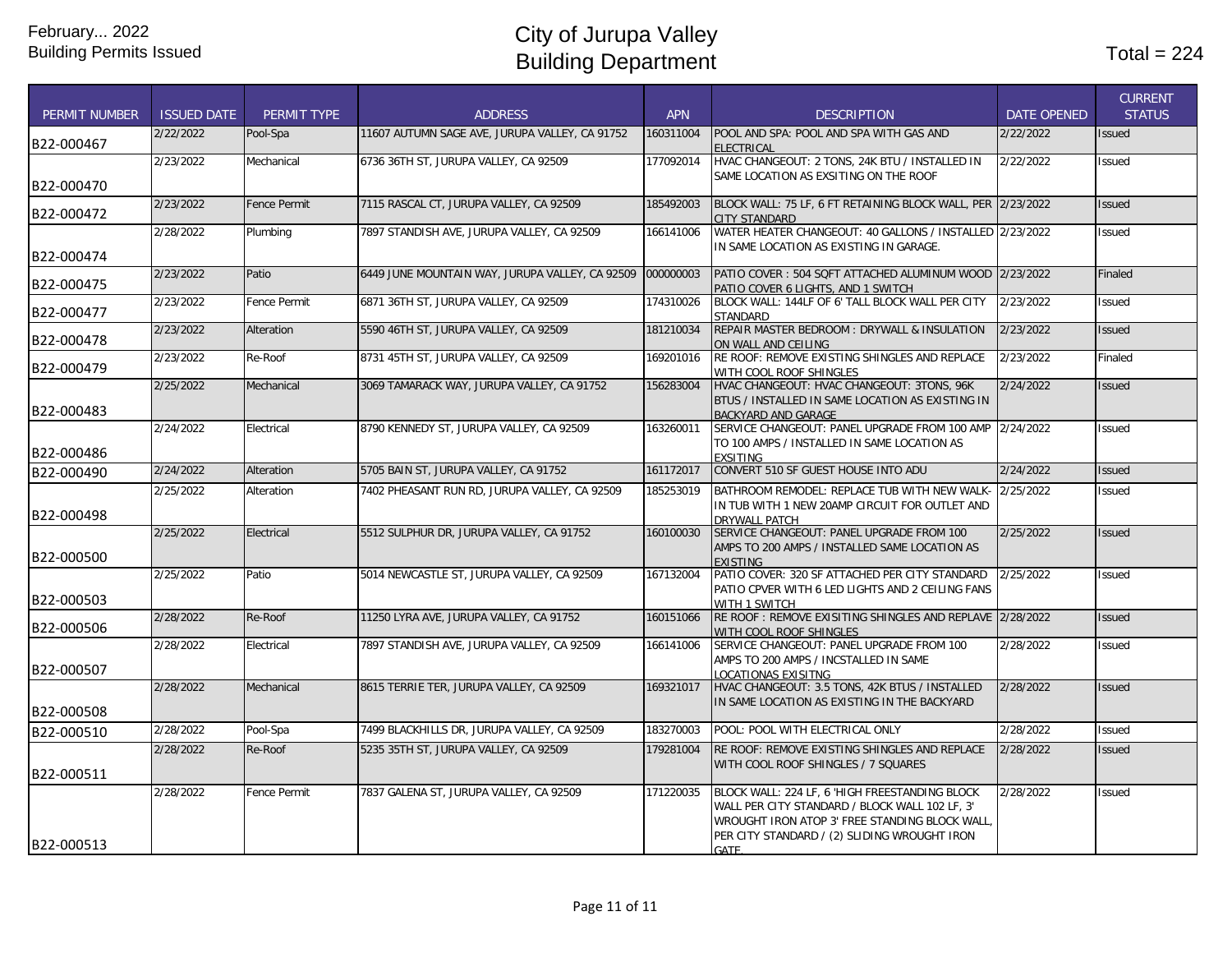February... 2022
Building Permits Issued

# City of Jurupa Valley
# Building Department

Total = 224

| PERMIT NUMBER | ISSUED DATE | PERMIT TYPE | ADDRESS | APN | DESCRIPTION | DATE OPENED | CURRENT STATUS |
|---|---|---|---|---|---|---|---|
| B22-000467 | 2/22/2022 | Pool-Spa | 11607 AUTUMN SAGE AVE, JURUPA VALLEY, CA 91752 | 160311004 | POOL AND SPA: POOL AND SPA WITH GAS AND ELECTRICAL | 2/22/2022 | Issued |
| B22-000470 | 2/23/2022 | Mechanical | 6736 36TH ST, JURUPA VALLEY, CA 92509 | 177092014 | HVAC CHANGEOUT: 2 TONS, 24K BTU / INSTALLED IN SAME LOCATION AS EXSITING ON THE ROOF | 2/22/2022 | Issued |
| B22-000472 | 2/23/2022 | Fence Permit | 7115 RASCAL CT, JURUPA VALLEY, CA 92509 | 185492003 | BLOCK WALL: 75 LF, 6 FT RETAINING BLOCK WALL, PER CITY STANDARD | 2/23/2022 | Issued |
| B22-000474 | 2/28/2022 | Plumbing | 7897 STANDISH AVE, JURUPA VALLEY, CA 92509 | 166141006 | WATER HEATER CHANGEOUT: 40 GALLONS / INSTALLED IN SAME LOCATION AS EXISTING IN GARAGE. | 2/23/2022 | Issued |
| B22-000475 | 2/23/2022 | Patio | 6449 JUNE MOUNTAIN WAY, JURUPA VALLEY, CA 92509 | 000000003 | PATIO COVER : 504 SQFT ATTACHED ALUMINUM WOOD PATIO COVER 6 LIGHTS, AND 1 SWITCH | 2/23/2022 | Finaled |
| B22-000477 | 2/23/2022 | Fence Permit | 6871 36TH ST, JURUPA VALLEY, CA 92509 | 174310026 | BLOCK WALL: 144LF OF 6' TALL BLOCK WALL PER CITY STANDARD | 2/23/2022 | Issued |
| B22-000478 | 2/23/2022 | Alteration | 5590 46TH ST, JURUPA VALLEY, CA 92509 | 181210034 | REPAIR MASTER BEDROOM : DRYWALL & INSULATION ON WALL AND CEILING | 2/23/2022 | Issued |
| B22-000479 | 2/23/2022 | Re-Roof | 8731 45TH ST, JURUPA VALLEY, CA 92509 | 169201016 | RE ROOF: REMOVE EXISTING SHINGLES AND REPLACE WITH COOL ROOF SHINGLES | 2/23/2022 | Finaled |
| B22-000483 | 2/25/2022 | Mechanical | 3069 TAMARACK WAY, JURUPA VALLEY, CA 91752 | 156283004 | HVAC CHANGEOUT: HVAC CHANGEOUT: 3TONS, 96K BTUS / INSTALLED IN SAME LOCATION AS EXISTING IN BACKYARD AND GARAGE | 2/24/2022 | Issued |
| B22-000486 | 2/24/2022 | Electrical | 8790 KENNEDY ST, JURUPA VALLEY, CA 92509 | 163260011 | SERVICE CHANGEOUT: PANEL UPGRADE FROM 100 AMP TO 100 AMPS / INSTALLED IN SAME LOCATION AS EXSITING | 2/24/2022 | Issued |
| B22-000490 | 2/24/2022 | Alteration | 5705 BAIN ST, JURUPA VALLEY, CA 91752 | 161172017 | CONVERT 510 SF GUEST HOUSE INTO ADU | 2/24/2022 | Issued |
| B22-000498 | 2/25/2022 | Alteration | 7402 PHEASANT RUN RD, JURUPA VALLEY, CA 92509 | 185253019 | BATHROOM REMODEL: REPLACE TUB WITH NEW WALK-IN TUB WITH 1 NEW 20AMP CIRCUIT FOR OUTLET AND DRYWALL PATCH | 2/25/2022 | Issued |
| B22-000500 | 2/25/2022 | Electrical | 5512 SULPHUR DR, JURUPA VALLEY, CA 91752 | 160100030 | SERVICE CHANGEOUT: PANEL UPGRADE FROM 100 AMPS TO 200 AMPS / INSTALLED SAME LOCATION AS EXISTING | 2/25/2022 | Issued |
| B22-000503 | 2/25/2022 | Patio | 5014 NEWCASTLE ST, JURUPA VALLEY, CA 92509 | 167132004 | PATIO COVER: 320 SF ATTACHED PER CITY STANDARD PATIO CPVER WITH 6 LED LIGHTS AND 2 CEILING FANS WITH 1 SWITCH | 2/25/2022 | Issued |
| B22-000506 | 2/28/2022 | Re-Roof | 11250 LYRA AVE, JURUPA VALLEY, CA 91752 | 160151066 | RE ROOF : REMOVE EXISITING SHINGLES AND REPLAVE WITH COOL ROOF SHINGLES | 2/28/2022 | Issued |
| B22-000507 | 2/28/2022 | Electrical | 7897 STANDISH AVE, JURUPA VALLEY, CA 92509 | 166141006 | SERVICE CHANGEOUT: PANEL UPGRADE FROM 100 AMPS TO 200 AMPS / INCSTALLED IN SAME LOCATIONAS EXISITNG | 2/28/2022 | Issued |
| B22-000508 | 2/28/2022 | Mechanical | 8615 TERRIE TER, JURUPA VALLEY, CA 92509 | 169321017 | HVAC CHANGEOUT: 3.5 TONS, 42K BTUS / INSTALLED IN SAME LOCATION AS EXISTING IN THE BACKYARD | 2/28/2022 | Issued |
| B22-000510 | 2/28/2022 | Pool-Spa | 7499 BLACKHILLS DR, JURUPA VALLEY, CA 92509 | 183270003 | POOL: POOL WITH ELECTRICAL ONLY | 2/28/2022 | Issued |
| B22-000511 | 2/28/2022 | Re-Roof | 5235 35TH ST, JURUPA VALLEY, CA 92509 | 179281004 | RE ROOF: REMOVE EXISTING SHINGLES AND REPLACE WITH COOL ROOF SHINGLES / 7 SQUARES | 2/28/2022 | Issued |
| B22-000513 | 2/28/2022 | Fence Permit | 7837 GALENA ST, JURUPA VALLEY, CA 92509 | 171220035 | BLOCK WALL: 224 LF, 6 'HIGH FREESTANDING BLOCK WALL PER CITY STANDARD / BLOCK WALL 102 LF, 3' WROUGHT IRON ATOP 3' FREE STANDING BLOCK WALL, PER CITY STANDARD / (2) SLIDING WROUGHT IRON GATE. | 2/28/2022 | Issued |